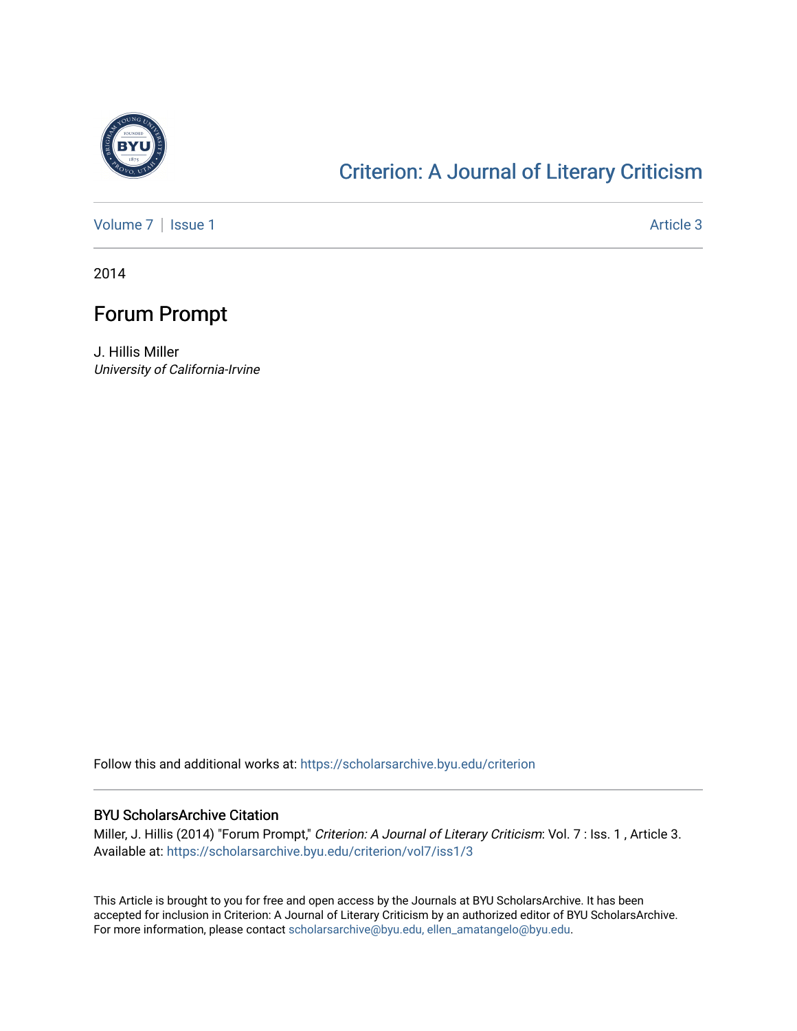# Criterion: A Journal of Literary Criticism

Volume 7 | Issue 1 Article 3

2014

## Forum Prompt

J. Hillis Miller
*University of California-Irvine*

Follow this and additional works at: https://scholarsarchive.byu.edu/criterion

### BYU ScholarsArchive Citation

Miller, J. Hillis (2014) "Forum Prompt," *Criterion: A Journal of Literary Criticism*: Vol. 7 : Iss. 1 , Article 3.
Available at: https://scholarsarchive.byu.edu/criterion/vol7/iss1/3

This Article is brought to you for free and open access by the Journals at BYU ScholarsArchive. It has been accepted for inclusion in Criterion: A Journal of Literary Criticism by an authorized editor of BYU ScholarsArchive. For more information, please contact scholarsarchive@byu.edu, ellen_amatangelo@byu.edu.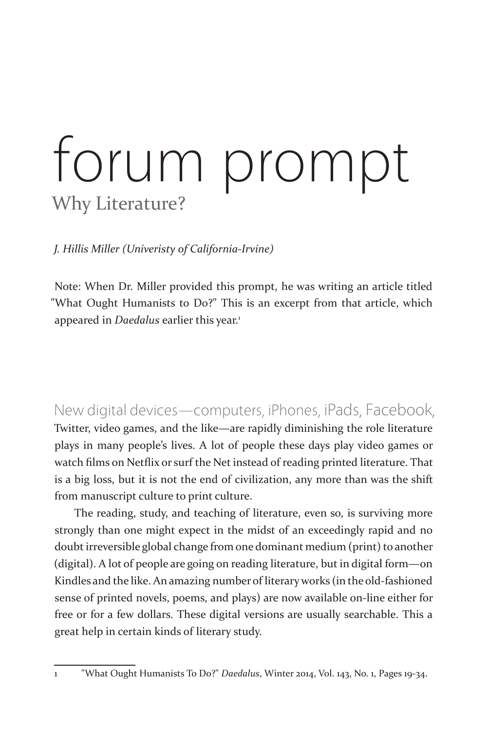# forum prompt

## Why Literature?

*J. Hillis Miller (Univeristy of California-Irvine)*

Note: When Dr. Miller provided this prompt, he was writing an article titled "What Ought Humanists to Do?" This is an excerpt from that article, which appeared in *Daedalus* earlier this year.[1]

New digital devices—computers, iPhones, iPads, Facebook, Twitter, video games, and the like—are rapidly diminishing the role literature plays in many people's lives. A lot of people these days play video games or watch films on Netflix or surf the Net instead of reading printed literature. That is a big loss, but it is not the end of civilization, any more than was the shift from manuscript culture to print culture.

The reading, study, and teaching of literature, even so, is surviving more strongly than one might expect in the midst of an exceedingly rapid and no doubt irreversible global change from one dominant medium (print) to another (digital). A lot of people are going on reading literature, but in digital form—on Kindles and the like. An amazing number of literary works (in the old-fashioned sense of printed novels, poems, and plays) are now available on-line either for free or for a few dollars. These digital versions are usually searchable. This a great help in certain kinds of literary study.

---

1 "What Ought Humanists To Do?" *Daedalus*, Winter 2014, Vol. 143, No. 1, Pages 19-34.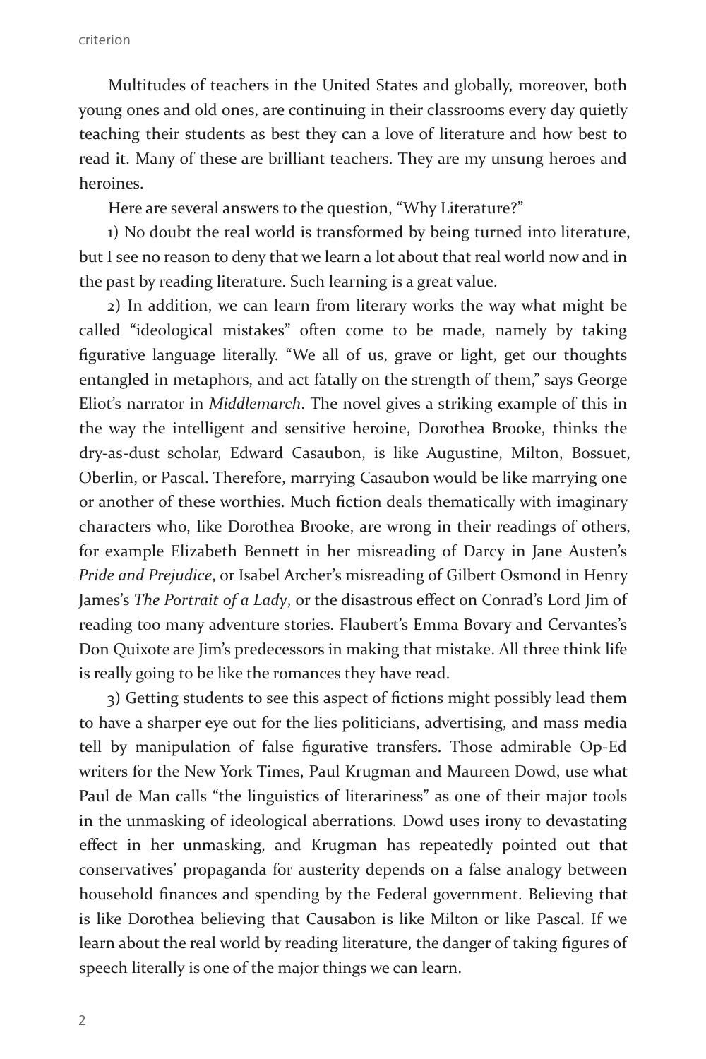Multitudes of teachers in the United States and globally, moreover, both young ones and old ones, are continuing in their classrooms every day quietly teaching their students as best they can a love of literature and how best to read it. Many of these are brilliant teachers. They are my unsung heroes and heroines.

Here are several answers to the question, "Why Literature?"

1) No doubt the real world is transformed by being turned into literature, but I see no reason to deny that we learn a lot about that real world now and in the past by reading literature. Such learning is a great value.

2) In addition, we can learn from literary works the way what might be called "ideological mistakes" often come to be made, namely by taking figurative language literally. "We all of us, grave or light, get our thoughts entangled in metaphors, and act fatally on the strength of them," says George Eliot's narrator in *Middlemarch*. The novel gives a striking example of this in the way the intelligent and sensitive heroine, Dorothea Brooke, thinks the dry-as-dust scholar, Edward Casaubon, is like Augustine, Milton, Bossuet, Oberlin, or Pascal. Therefore, marrying Casaubon would be like marrying one or another of these worthies. Much fiction deals thematically with imaginary characters who, like Dorothea Brooke, are wrong in their readings of others, for example Elizabeth Bennett in her misreading of Darcy in Jane Austen's *Pride and Prejudice*, or Isabel Archer's misreading of Gilbert Osmond in Henry James's *The Portrait of a Lady*, or the disastrous effect on Conrad's Lord Jim of reading too many adventure stories. Flaubert's Emma Bovary and Cervantes's Don Quixote are Jim's predecessors in making that mistake. All three think life is really going to be like the romances they have read.

3) Getting students to see this aspect of fictions might possibly lead them to have a sharper eye out for the lies politicians, advertising, and mass media tell by manipulation of false figurative transfers. Those admirable Op-Ed writers for the New York Times, Paul Krugman and Maureen Dowd, use what Paul de Man calls "the linguistics of literariness" as one of their major tools in the unmasking of ideological aberrations. Dowd uses irony to devastating effect in her unmasking, and Krugman has repeatedly pointed out that conservatives' propaganda for austerity depends on a false analogy between household finances and spending by the Federal government. Believing that is like Dorothea believing that Causabon is like Milton or like Pascal. If we learn about the real world by reading literature, the danger of taking figures of speech literally is one of the major things we can learn.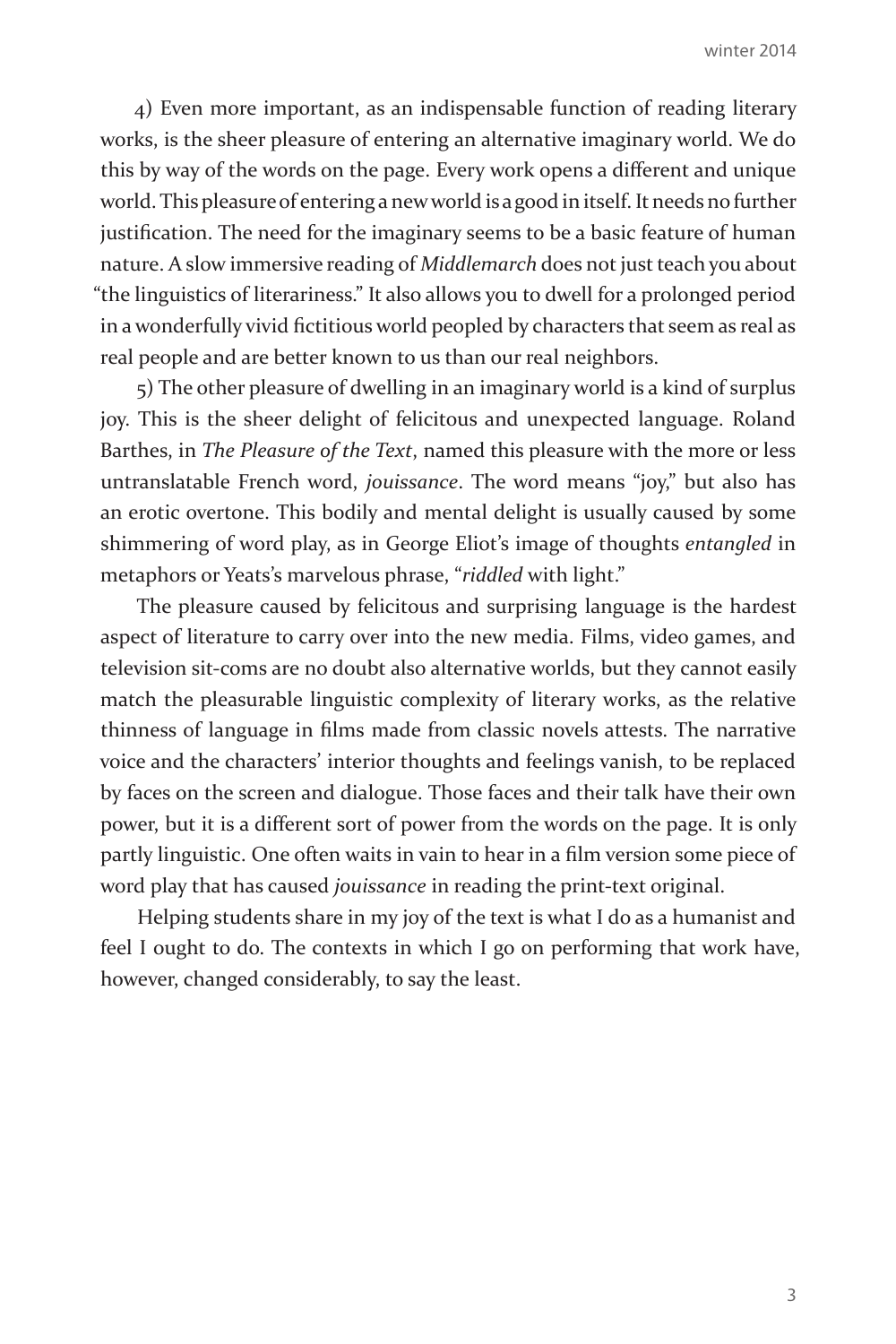4) Even more important, as an indispensable function of reading literary works, is the sheer pleasure of entering an alternative imaginary world. We do this by way of the words on the page. Every work opens a different and unique world. This pleasure of entering a new world is a good in itself. It needs no further justification. The need for the imaginary seems to be a basic feature of human nature. A slow immersive reading of *Middlemarch* does not just teach you about "the linguistics of literariness." It also allows you to dwell for a prolonged period in a wonderfully vivid fictitious world peopled by characters that seem as real as real people and are better known to us than our real neighbors.

5) The other pleasure of dwelling in an imaginary world is a kind of surplus joy. This is the sheer delight of felicitous and unexpected language. Roland Barthes, in *The Pleasure of the Text*, named this pleasure with the more or less untranslatable French word, *jouissance*. The word means "joy," but also has an erotic overtone. This bodily and mental delight is usually caused by some shimmering of word play, as in George Eliot's image of thoughts *entangled* in metaphors or Yeats's marvelous phrase, "*riddled* with light."

The pleasure caused by felicitous and surprising language is the hardest aspect of literature to carry over into the new media. Films, video games, and television sit-coms are no doubt also alternative worlds, but they cannot easily match the pleasurable linguistic complexity of literary works, as the relative thinness of language in films made from classic novels attests. The narrative voice and the characters' interior thoughts and feelings vanish, to be replaced by faces on the screen and dialogue. Those faces and their talk have their own power, but it is a different sort of power from the words on the page. It is only partly linguistic. One often waits in vain to hear in a film version some piece of word play that has caused *jouissance* in reading the print-text original.

Helping students share in my joy of the text is what I do as a humanist and feel I ought to do. The contexts in which I go on performing that work have, however, changed considerably, to say the least.